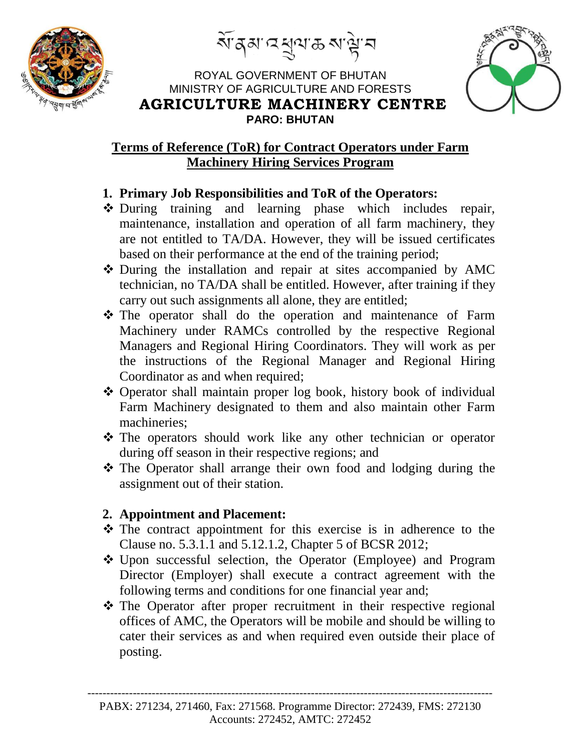སོ་ནམ་འབྲུག་ཆས་ལྟེ་བ

ROYAL GOVERNMENT OF BHUTAN
MINISTRY OF AGRICULTURE AND FORESTS

**AGRICULTURE MACHINERY CENTRE**

**PARO: BHUTAN**

## Terms of Reference (ToR) for Contract Operators under Farm Machinery Hiring Services Program

### 1. Primary Job Responsibilities and ToR of the Operators:

- During training and learning phase which includes repair, maintenance, installation and operation of all farm machinery, they are not entitled to TA/DA. However, they will be issued certificates based on their performance at the end of the training period;
- During the installation and repair at sites accompanied by AMC technician, no TA/DA shall be entitled. However, after training if they carry out such assignments all alone, they are entitled;
- The operator shall do the operation and maintenance of Farm Machinery under RAMCs controlled by the respective Regional Managers and Regional Hiring Coordinators. They will work as per the instructions of the Regional Manager and Regional Hiring Coordinator as and when required;
- Operator shall maintain proper log book, history book of individual Farm Machinery designated to them and also maintain other Farm machineries;
- The operators should work like any other technician or operator during off season in their respective regions; and
- The Operator shall arrange their own food and lodging during the assignment out of their station.

### 2. Appointment and Placement:

- The contract appointment for this exercise is in adherence to the Clause no. 5.3.1.1 and 5.12.1.2, Chapter 5 of BCSR 2012;
- Upon successful selection, the Operator (Employee) and Program Director (Employer) shall execute a contract agreement with the following terms and conditions for one financial year and;
- The Operator after proper recruitment in their respective regional offices of AMC, the Operators will be mobile and should be willing to cater their services as and when required even outside their place of posting.

PABX: 271234, 271460, Fax: 271568. Programme Director: 272439, FMS: 272130
Accounts: 272452, AMTC: 272452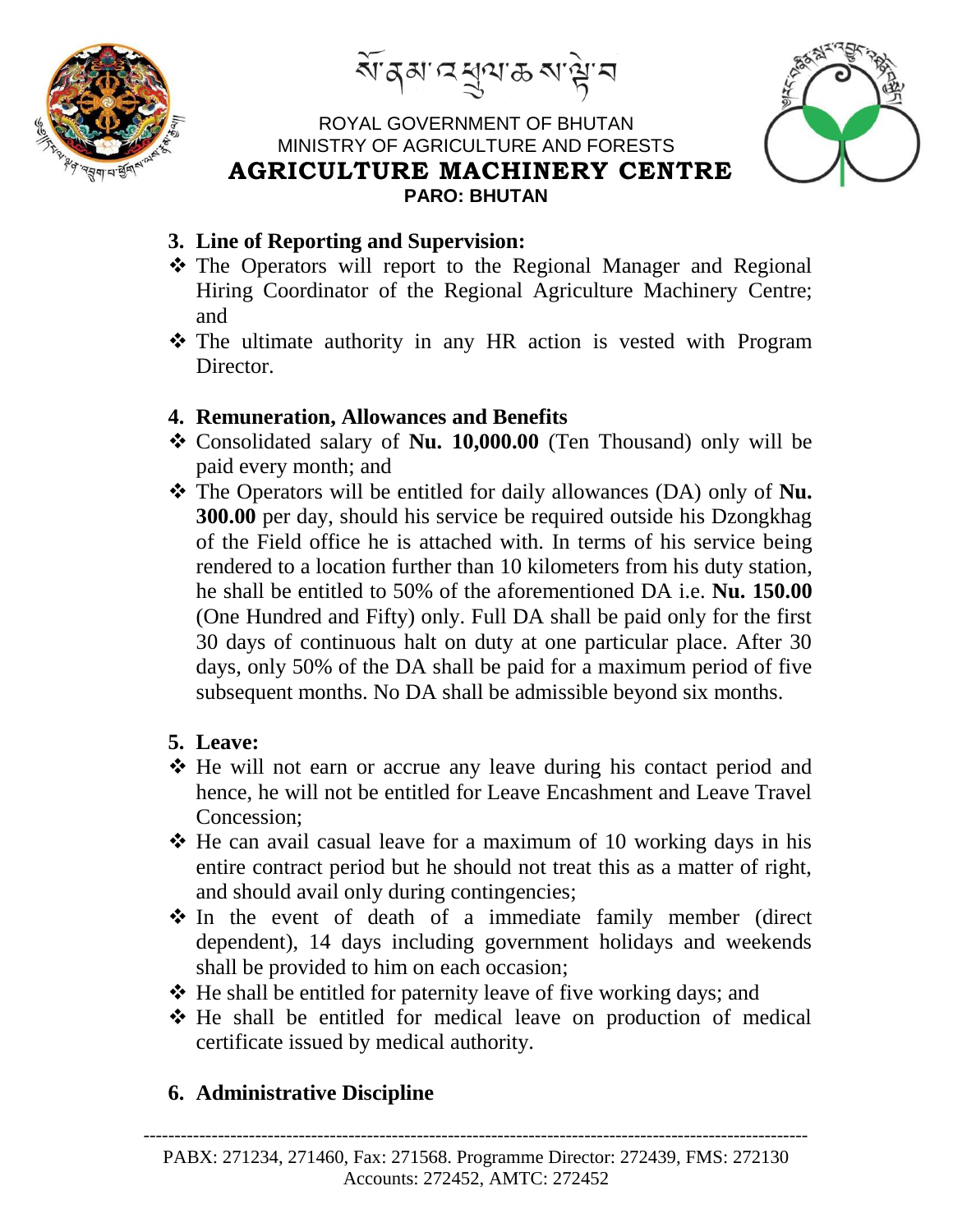### 3. Line of Reporting and Supervision:

- The Operators will report to the Regional Manager and Regional Hiring Coordinator of the Regional Agriculture Machinery Centre; and
- The ultimate authority in any HR action is vested with Program Director.

### 4. Remuneration, Allowances and Benefits

- Consolidated salary of **Nu. 10,000.00** (Ten Thousand) only will be paid every month; and
- The Operators will be entitled for daily allowances (DA) only of **Nu. 300.00** per day, should his service be required outside his Dzongkhag of the Field office he is attached with. In terms of his service being rendered to a location further than 10 kilometers from his duty station, he shall be entitled to 50% of the aforementioned DA i.e. **Nu. 150.00** (One Hundred and Fifty) only. Full DA shall be paid only for the first 30 days of continuous halt on duty at one particular place. After 30 days, only 50% of the DA shall be paid for a maximum period of five subsequent months. No DA shall be admissible beyond six months.

### 5. Leave:

- He will not earn or accrue any leave during his contact period and hence, he will not be entitled for Leave Encashment and Leave Travel Concession;
- He can avail casual leave for a maximum of 10 working days in his entire contract period but he should not treat this as a matter of right, and should avail only during contingencies;
- In the event of death of a immediate family member (direct dependent), 14 days including government holidays and weekends shall be provided to him on each occasion;
- He shall be entitled for paternity leave of five working days; and
- He shall be entitled for medical leave on production of medical certificate issued by medical authority.

### 6. Administrative Discipline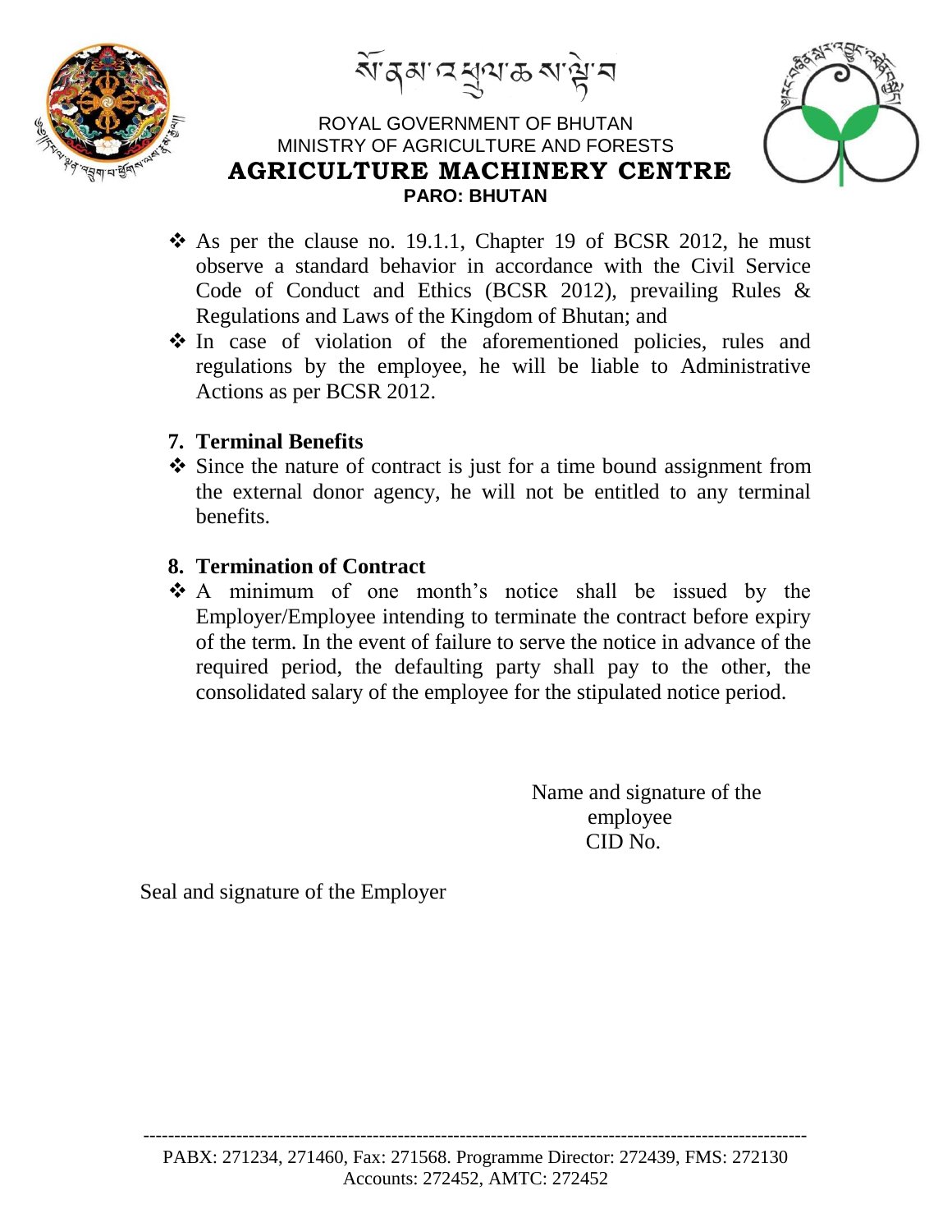- As per the clause no. 19.1.1, Chapter 19 of BCSR 2012, he must observe a standard behavior in accordance with the Civil Service Code of Conduct and Ethics (BCSR 2012), prevailing Rules & Regulations and Laws of the Kingdom of Bhutan; and
- In case of violation of the aforementioned policies, rules and regulations by the employee, he will be liable to Administrative Actions as per BCSR 2012.

## 7. Terminal Benefits

- Since the nature of contract is just for a time bound assignment from the external donor agency, he will not be entitled to any terminal benefits.

## 8. Termination of Contract

- A minimum of one month's notice shall be issued by the Employer/Employee intending to terminate the contract before expiry of the term. In the event of failure to serve the notice in advance of the required period, the defaulting party shall pay to the other, the consolidated salary of the employee for the stipulated notice period.

Name and signature of the employee
CID No.

Seal and signature of the Employer